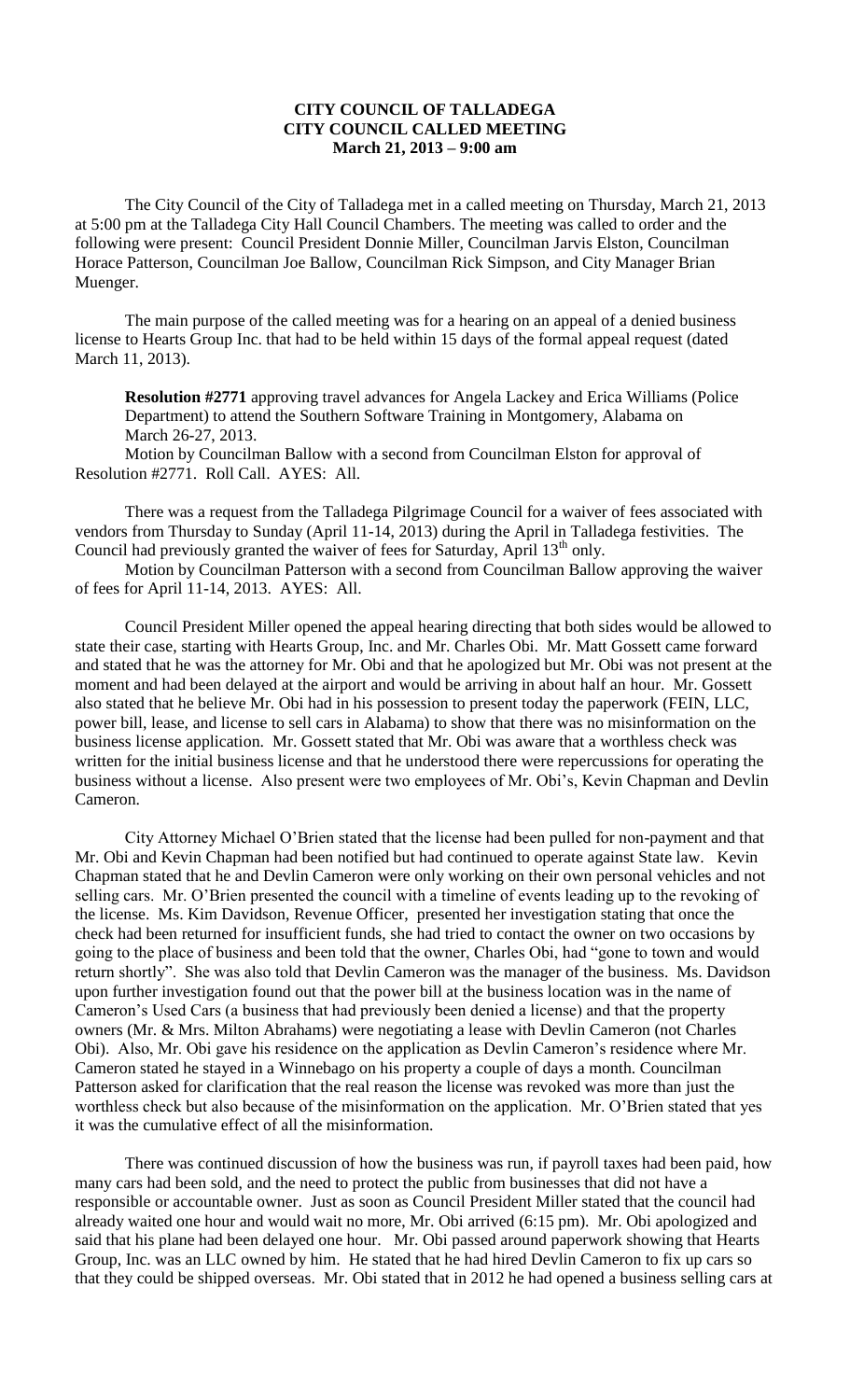# CITY COUNCIL OF TALLADEGA
## CITY COUNCIL CALLED MEETING
### March 21, 2013 – 9:00 am

The City Council of the City of Talladega met in a called meeting on Thursday, March 21, 2013 at 5:00 pm at the Talladega City Hall Council Chambers. The meeting was called to order and the following were present: Council President Donnie Miller, Councilman Jarvis Elston, Councilman Horace Patterson, Councilman Joe Ballow, Councilman Rick Simpson, and City Manager Brian Muenger.

The main purpose of the called meeting was for a hearing on an appeal of a denied business license to Hearts Group Inc. that had to be held within 15 days of the formal appeal request (dated March 11, 2013).

**Resolution #2771** approving travel advances for Angela Lackey and Erica Williams (Police Department) to attend the Southern Software Training in Montgomery, Alabama on March 26-27, 2013.

Motion by Councilman Ballow with a second from Councilman Elston for approval of Resolution #2771. Roll Call. AYES: All.

There was a request from the Talladega Pilgrimage Council for a waiver of fees associated with vendors from Thursday to Sunday (April 11-14, 2013) during the April in Talladega festivities. The Council had previously granted the waiver of fees for Saturday, April 13th only.

Motion by Councilman Patterson with a second from Councilman Ballow approving the waiver of fees for April 11-14, 2013. AYES: All.

Council President Miller opened the appeal hearing directing that both sides would be allowed to state their case, starting with Hearts Group, Inc. and Mr. Charles Obi. Mr. Matt Gossett came forward and stated that he was the attorney for Mr. Obi and that he apologized but Mr. Obi was not present at the moment and had been delayed at the airport and would be arriving in about half an hour. Mr. Gossett also stated that he believe Mr. Obi had in his possession to present today the paperwork (FEIN, LLC, power bill, lease, and license to sell cars in Alabama) to show that there was no misinformation on the business license application. Mr. Gossett stated that Mr. Obi was aware that a worthless check was written for the initial business license and that he understood there were repercussions for operating the business without a license. Also present were two employees of Mr. Obi's, Kevin Chapman and Devlin Cameron.

City Attorney Michael O'Brien stated that the license had been pulled for non-payment and that Mr. Obi and Kevin Chapman had been notified but had continued to operate against State law. Kevin Chapman stated that he and Devlin Cameron were only working on their own personal vehicles and not selling cars. Mr. O'Brien presented the council with a timeline of events leading up to the revoking of the license. Ms. Kim Davidson, Revenue Officer, presented her investigation stating that once the check had been returned for insufficient funds, she had tried to contact the owner on two occasions by going to the place of business and been told that the owner, Charles Obi, had "gone to town and would return shortly". She was also told that Devlin Cameron was the manager of the business. Ms. Davidson upon further investigation found out that the power bill at the business location was in the name of Cameron's Used Cars (a business that had previously been denied a license) and that the property owners (Mr. & Mrs. Milton Abrahams) were negotiating a lease with Devlin Cameron (not Charles Obi). Also, Mr. Obi gave his residence on the application as Devlin Cameron's residence where Mr. Cameron stated he stayed in a Winnebago on his property a couple of days a month. Councilman Patterson asked for clarification that the real reason the license was revoked was more than just the worthless check but also because of the misinformation on the application. Mr. O'Brien stated that yes it was the cumulative effect of all the misinformation.

There was continued discussion of how the business was run, if payroll taxes had been paid, how many cars had been sold, and the need to protect the public from businesses that did not have a responsible or accountable owner. Just as soon as Council President Miller stated that the council had already waited one hour and would wait no more, Mr. Obi arrived (6:15 pm). Mr. Obi apologized and said that his plane had been delayed one hour. Mr. Obi passed around paperwork showing that Hearts Group, Inc. was an LLC owned by him. He stated that he had hired Devlin Cameron to fix up cars so that they could be shipped overseas. Mr. Obi stated that in 2012 he had opened a business selling cars at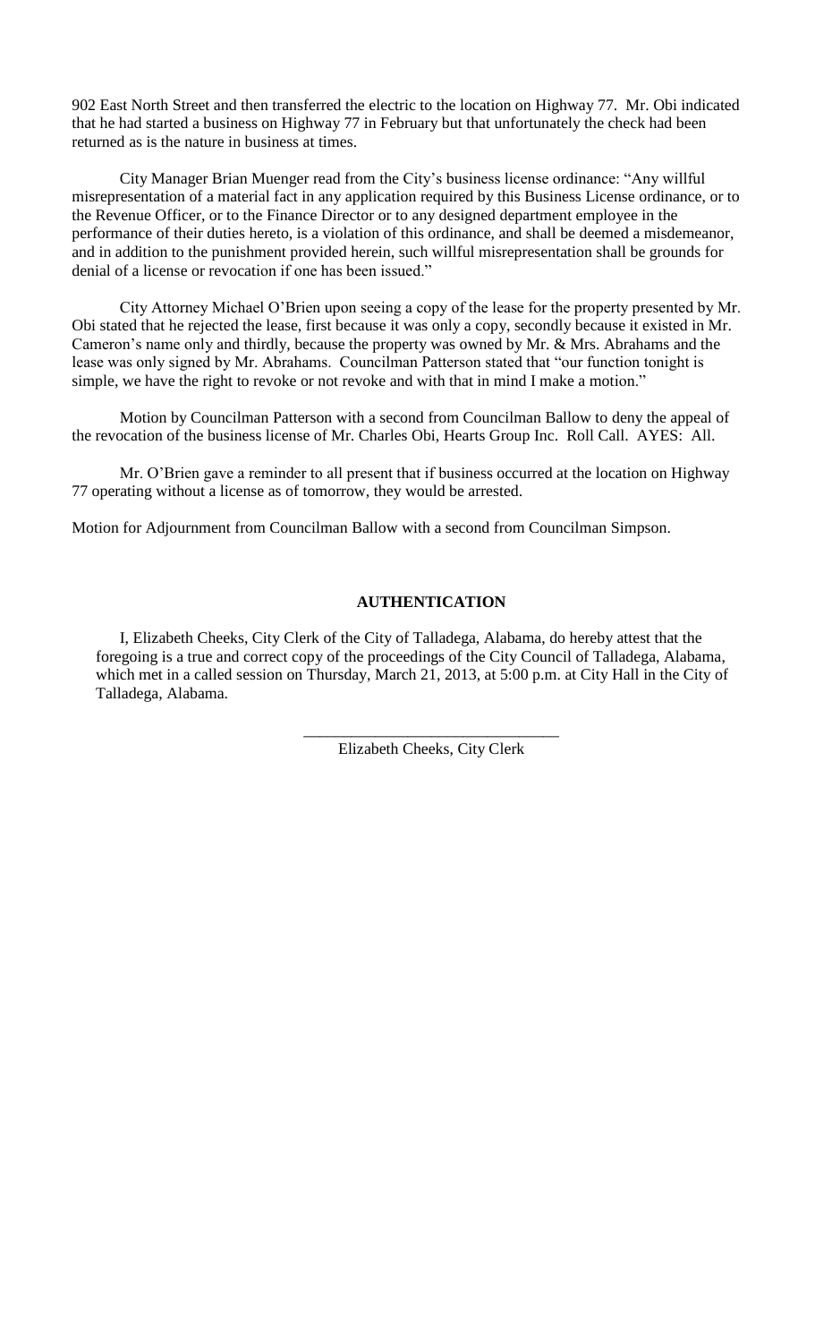902 East North Street and then transferred the electric to the location on Highway 77. Mr. Obi indicated that he had started a business on Highway 77 in February but that unfortunately the check had been returned as is the nature in business at times.

City Manager Brian Muenger read from the City's business license ordinance: "Any willful misrepresentation of a material fact in any application required by this Business License ordinance, or to the Revenue Officer, or to the Finance Director or to any designed department employee in the performance of their duties hereto, is a violation of this ordinance, and shall be deemed a misdemeanor, and in addition to the punishment provided herein, such willful misrepresentation shall be grounds for denial of a license or revocation if one has been issued."

City Attorney Michael O'Brien upon seeing a copy of the lease for the property presented by Mr. Obi stated that he rejected the lease, first because it was only a copy, secondly because it existed in Mr. Cameron's name only and thirdly, because the property was owned by Mr. & Mrs. Abrahams and the lease was only signed by Mr. Abrahams. Councilman Patterson stated that "our function tonight is simple, we have the right to revoke or not revoke and with that in mind I make a motion."

Motion by Councilman Patterson with a second from Councilman Ballow to deny the appeal of the revocation of the business license of Mr. Charles Obi, Hearts Group Inc. Roll Call. AYES: All.

Mr. O'Brien gave a reminder to all present that if business occurred at the location on Highway 77 operating without a license as of tomorrow, they would be arrested.

Motion for Adjournment from Councilman Ballow with a second from Councilman Simpson.

**AUTHENTICATION**

I, Elizabeth Cheeks, City Clerk of the City of Talladega, Alabama, do hereby attest that the foregoing is a true and correct copy of the proceedings of the City Council of Talladega, Alabama, which met in a called session on Thursday, March 21, 2013, at 5:00 p.m. at City Hall in the City of Talladega, Alabama.

\_\_\_\_\_\_\_\_\_\_\_\_\_\_\_\_\_\_\_\_\_\_\_\_\_\_\_\_\_\_\_\_

Elizabeth Cheeks, City Clerk